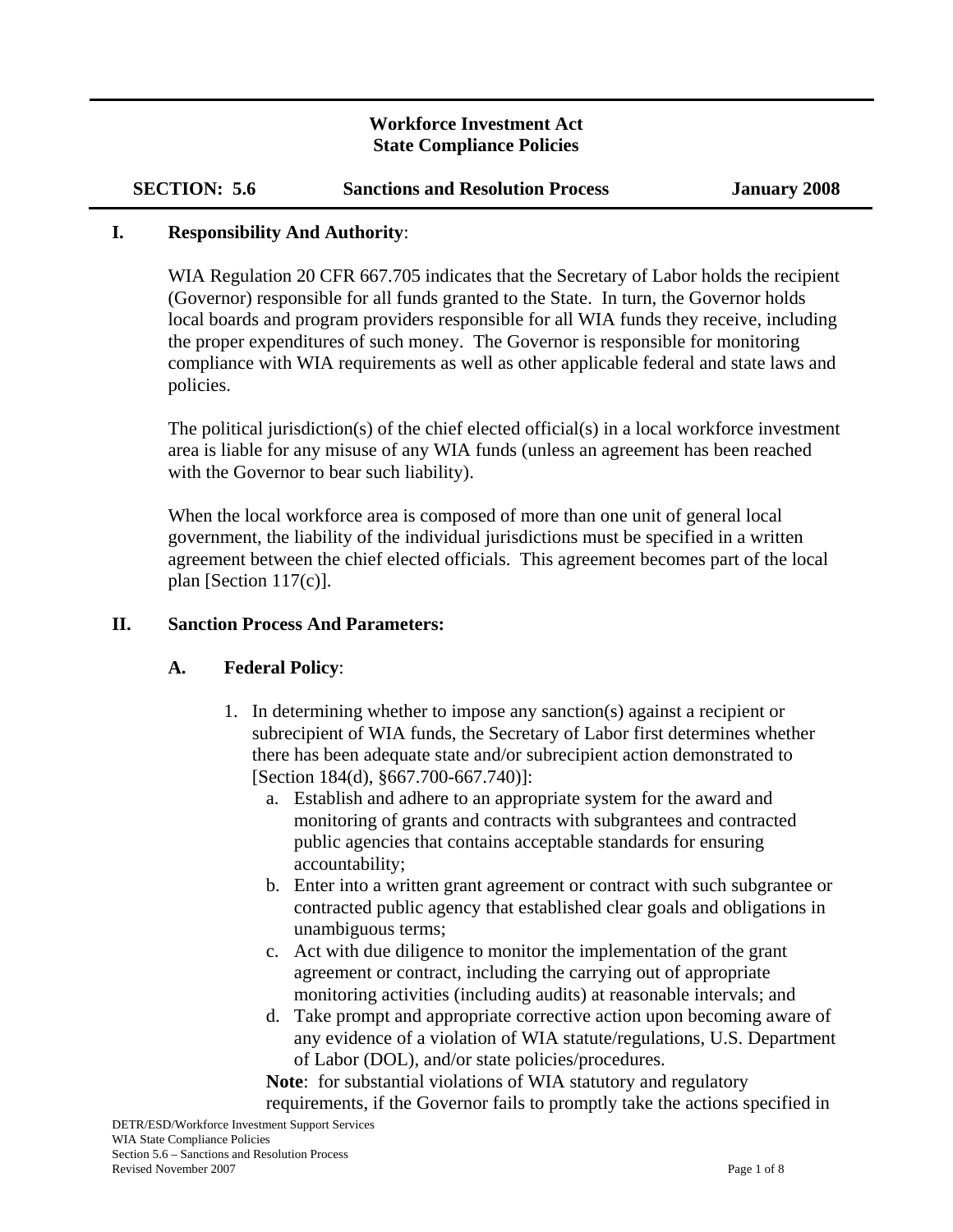# Workforce Investment Act
# State Compliance Policies

**SECTION: 5.6** **Sanctions and Resolution Process** **January 2008**

## I. Responsibility And Authority:

WIA Regulation 20 CFR 667.705 indicates that the Secretary of Labor holds the recipient (Governor) responsible for all funds granted to the State. In turn, the Governor holds local boards and program providers responsible for all WIA funds they receive, including the proper expenditures of such money. The Governor is responsible for monitoring compliance with WIA requirements as well as other applicable federal and state laws and policies.

The political jurisdiction(s) of the chief elected official(s) in a local workforce investment area is liable for any misuse of any WIA funds (unless an agreement has been reached with the Governor to bear such liability).

When the local workforce area is composed of more than one unit of general local government, the liability of the individual jurisdictions must be specified in a written agreement between the chief elected officials. This agreement becomes part of the local plan [Section 117(c)].

## II. Sanction Process And Parameters:

### A. Federal Policy:

1. In determining whether to impose any sanction(s) against a recipient or subrecipient of WIA funds, the Secretary of Labor first determines whether there has been adequate state and/or subrecipient action demonstrated to [Section 184(d), §667.700-667.740)]:
   a. Establish and adhere to an appropriate system for the award and monitoring of grants and contracts with subgrantees and contracted public agencies that contains acceptable standards for ensuring accountability;
   b. Enter into a written grant agreement or contract with such subgrantee or contracted public agency that established clear goals and obligations in unambiguous terms;
   c. Act with due diligence to monitor the implementation of the grant agreement or contract, including the carrying out of appropriate monitoring activities (including audits) at reasonable intervals; and
   d. Take prompt and appropriate corrective action upon becoming aware of any evidence of a violation of WIA statute/regulations, U.S. Department of Labor (DOL), and/or state policies/procedures.

   **Note**: for substantial violations of WIA statutory and regulatory requirements, if the Governor fails to promptly take the actions specified in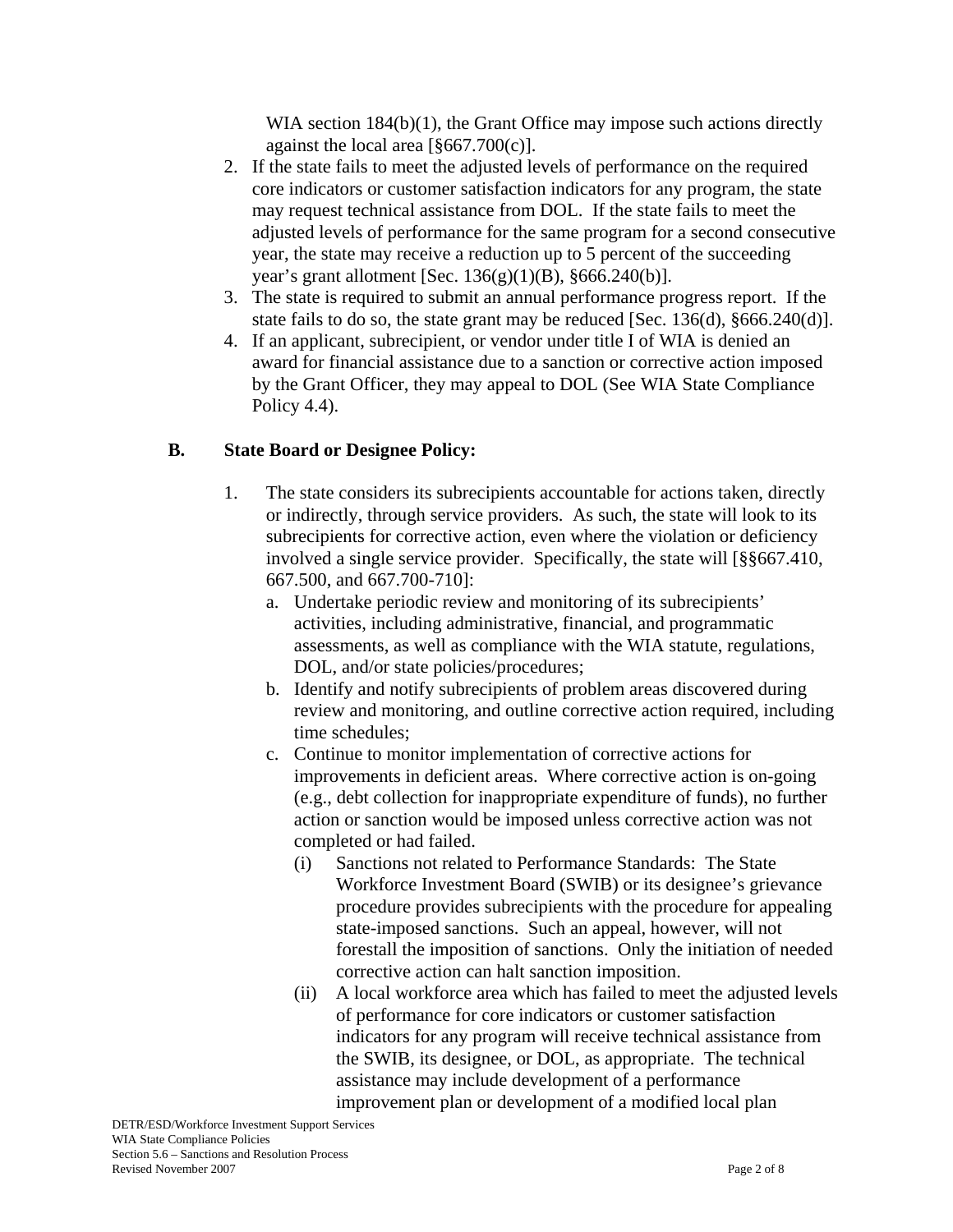WIA section 184(b)(1), the Grant Office may impose such actions directly against the local area [§667.700(c)].

2. If the state fails to meet the adjusted levels of performance on the required core indicators or customer satisfaction indicators for any program, the state may request technical assistance from DOL. If the state fails to meet the adjusted levels of performance for the same program for a second consecutive year, the state may receive a reduction up to 5 percent of the succeeding year's grant allotment [Sec. 136(g)(1)(B), §666.240(b)].
3. The state is required to submit an annual performance progress report. If the state fails to do so, the state grant may be reduced [Sec. 136(d), §666.240(d)].
4. If an applicant, subrecipient, or vendor under title I of WIA is denied an award for financial assistance due to a sanction or corrective action imposed by the Grant Officer, they may appeal to DOL (See WIA State Compliance Policy 4.4).

## B. State Board or Designee Policy:

1. The state considers its subrecipients accountable for actions taken, directly or indirectly, through service providers. As such, the state will look to its subrecipients for corrective action, even where the violation or deficiency involved a single service provider. Specifically, the state will [§§667.410, 667.500, and 667.700-710]:
   a. Undertake periodic review and monitoring of its subrecipients' activities, including administrative, financial, and programmatic assessments, as well as compliance with the WIA statute, regulations, DOL, and/or state policies/procedures;
   b. Identify and notify subrecipients of problem areas discovered during review and monitoring, and outline corrective action required, including time schedules;
   c. Continue to monitor implementation of corrective actions for improvements in deficient areas. Where corrective action is on-going (e.g., debt collection for inappropriate expenditure of funds), no further action or sanction would be imposed unless corrective action was not completed or had failed.
      (i) Sanctions not related to Performance Standards: The State Workforce Investment Board (SWIB) or its designee's grievance procedure provides subrecipients with the procedure for appealing state-imposed sanctions. Such an appeal, however, will not forestall the imposition of sanctions. Only the initiation of needed corrective action can halt sanction imposition.
      (ii) A local workforce area which has failed to meet the adjusted levels of performance for core indicators or customer satisfaction indicators for any program will receive technical assistance from the SWIB, its designee, or DOL, as appropriate. The technical assistance may include development of a performance improvement plan or development of a modified local plan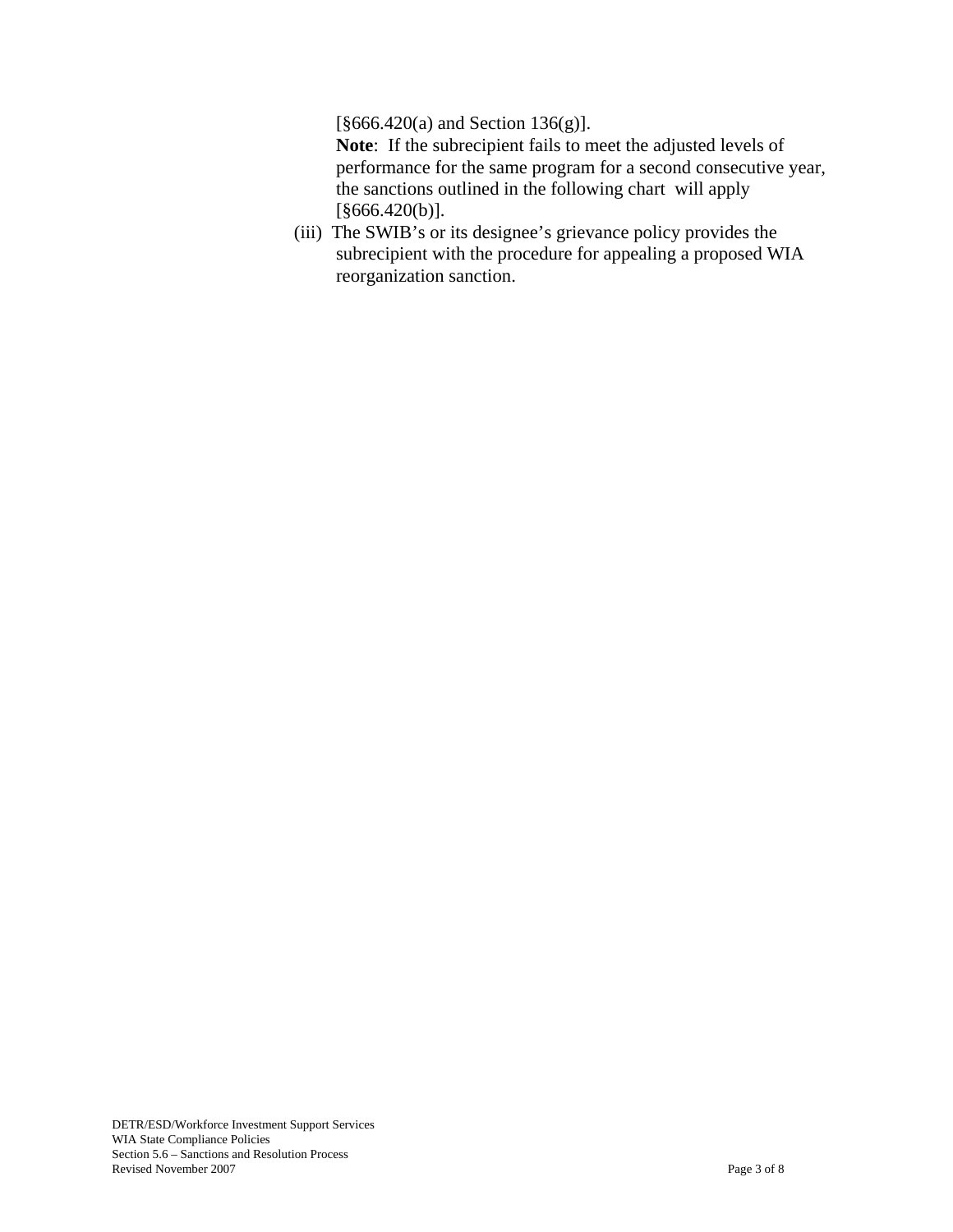[§666.420(a) and Section 136(g)].

**Note**: If the subrecipient fails to meet the adjusted levels of performance for the same program for a second consecutive year, the sanctions outlined in the following chart will apply [§666.420(b)].

(iii) The SWIB's or its designee's grievance policy provides the subrecipient with the procedure for appealing a proposed WIA reorganization sanction.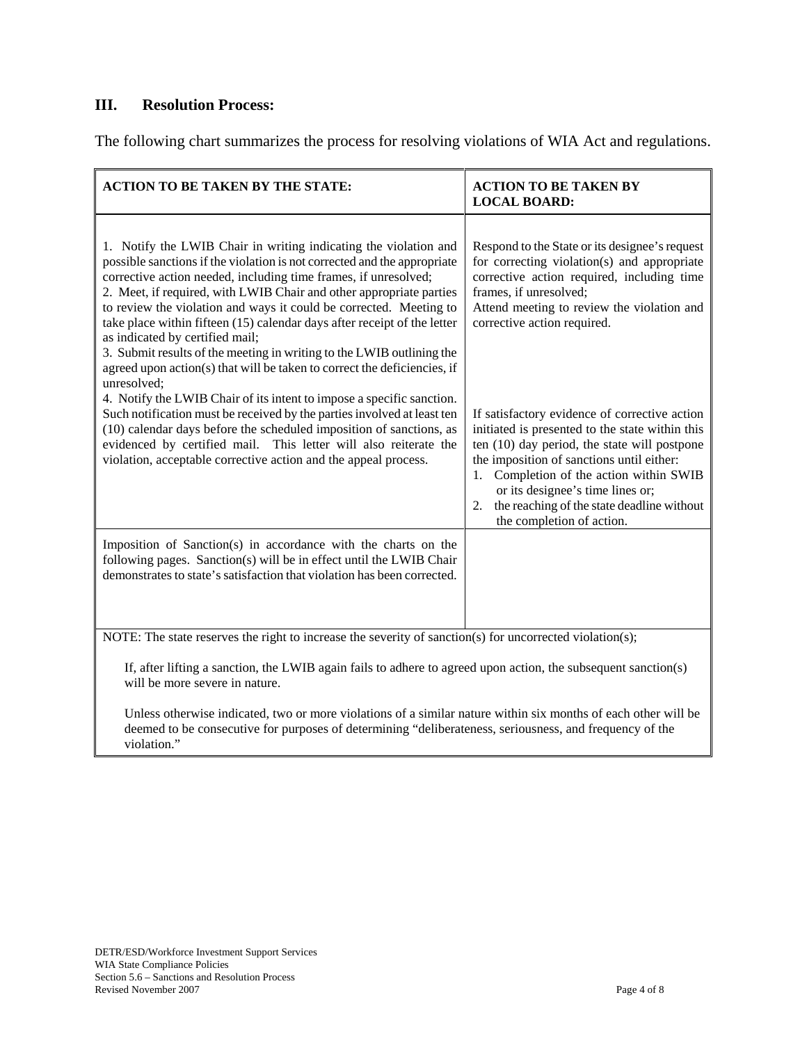## III. Resolution Process:

The following chart summarizes the process for resolving violations of WIA Act and regulations.

| ACTION TO BE TAKEN BY THE STATE: | ACTION TO BE TAKEN BY LOCAL BOARD: |
|---|---|
| 1. Notify the LWIB Chair in writing indicating the violation and possible sanctions if the violation is not corrected and the appropriate corrective action needed, including time frames, if unresolved;<br>2. Meet, if required, with LWIB Chair and other appropriate parties to review the violation and ways it could be corrected. Meeting to take place within fifteen (15) calendar days after receipt of the letter as indicated by certified mail;<br>3. Submit results of the meeting in writing to the LWIB outlining the agreed upon action(s) that will be taken to correct the deficiencies, if unresolved;<br>4. Notify the LWIB Chair of its intent to impose a specific sanction. Such notification must be received by the parties involved at least ten (10) calendar days before the scheduled imposition of sanctions, as evidenced by certified mail. This letter will also reiterate the violation, acceptable corrective action and the appeal process. | Respond to the State or its designee's request for correcting violation(s) and appropriate corrective action required, including time frames, if unresolved;<br>Attend meeting to review the violation and corrective action required.<br><br>If satisfactory evidence of corrective action initiated is presented to the state within this ten (10) day period, the state will postpone the imposition of sanctions until either:<br>1. Completion of the action within SWIB or its designee's time lines or;<br>2. the reaching of the state deadline without the completion of action. |
| Imposition of Sanction(s) in accordance with the charts on the following pages. Sanction(s) will be in effect until the LWIB Chair demonstrates to state's satisfaction that violation has been corrected. | |

NOTE: The state reserves the right to increase the severity of sanction(s) for uncorrected violation(s);

If, after lifting a sanction, the LWIB again fails to adhere to agreed upon action, the subsequent sanction(s) will be more severe in nature.

Unless otherwise indicated, two or more violations of a similar nature within six months of each other will be deemed to be consecutive for purposes of determining "deliberateness, seriousness, and frequency of the violation."

DETR/ESD/Workforce Investment Support Services
WIA State Compliance Policies
Section 5.6 – Sanctions and Resolution Process
Revised November 2007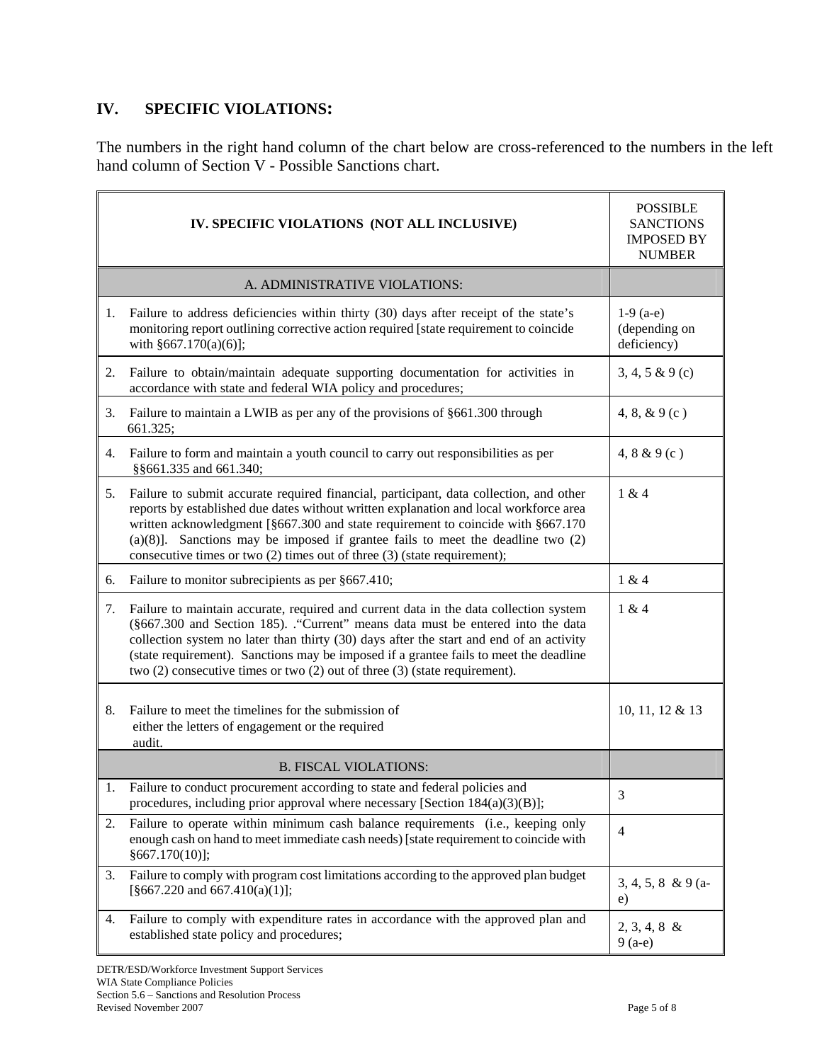## IV. SPECIFIC VIOLATIONS:

The numbers in the right hand column of the chart below are cross-referenced to the numbers in the left hand column of Section V - Possible Sanctions chart.

| IV. SPECIFIC VIOLATIONS (NOT ALL INCLUSIVE) | POSSIBLE SANCTIONS IMPOSED BY NUMBER |
|---|---|
| A. ADMINISTRATIVE VIOLATIONS: | |
| 1. Failure to address deficiencies within thirty (30) days after receipt of the state's monitoring report outlining corrective action required [state requirement to coincide with §667.170(a)(6)]; | 1-9 (a-e) (depending on deficiency) |
| 2. Failure to obtain/maintain adequate supporting documentation for activities in accordance with state and federal WIA policy and procedures; | 3, 4, 5 & 9 (c) |
| 3. Failure to maintain a LWIB as per any of the provisions of §661.300 through 661.325; | 4, 8, & 9 (c ) |
| 4. Failure to form and maintain a youth council to carry out responsibilities as per §§661.335 and 661.340; | 4, 8 & 9 (c ) |
| 5. Failure to submit accurate required financial, participant, data collection, and other reports by established due dates without written explanation and local workforce area written acknowledgment [§667.300 and state requirement to coincide with §667.170 (a)(8)]. Sanctions may be imposed if grantee fails to meet the deadline two (2) consecutive times or two (2) times out of three (3) (state requirement); | 1 & 4 |
| 6. Failure to monitor subrecipients as per §667.410; | 1 & 4 |
| 7. Failure to maintain accurate, required and current data in the data collection system (§667.300 and Section 185). ."Current" means data must be entered into the data collection system no later than thirty (30) days after the start and end of an activity (state requirement). Sanctions may be imposed if a grantee fails to meet the deadline two (2) consecutive times or two (2) out of three (3) (state requirement). | 1 & 4 |
| 8. Failure to meet the timelines for the submission of either the letters of engagement or the required audit. | 10, 11, 12 & 13 |
| B. FISCAL VIOLATIONS: | |
| 1. Failure to conduct procurement according to state and federal policies and procedures, including prior approval where necessary [Section 184(a)(3)(B)]; | 3 |
| 2. Failure to operate within minimum cash balance requirements (i.e., keeping only enough cash on hand to meet immediate cash needs) [state requirement to coincide with §667.170(10)]; | 4 |
| 3. Failure to comply with program cost limitations according to the approved plan budget [§667.220 and 667.410(a)(1)]; | 3, 4, 5, 8 & 9 (a-e) |
| 4. Failure to comply with expenditure rates in accordance with the approved plan and established state policy and procedures; | 2, 3, 4, 8 & 9 (a-e) |

DETR/ESD/Workforce Investment Support Services
WIA State Compliance Policies
Section 5.6 – Sanctions and Resolution Process
Revised November 2007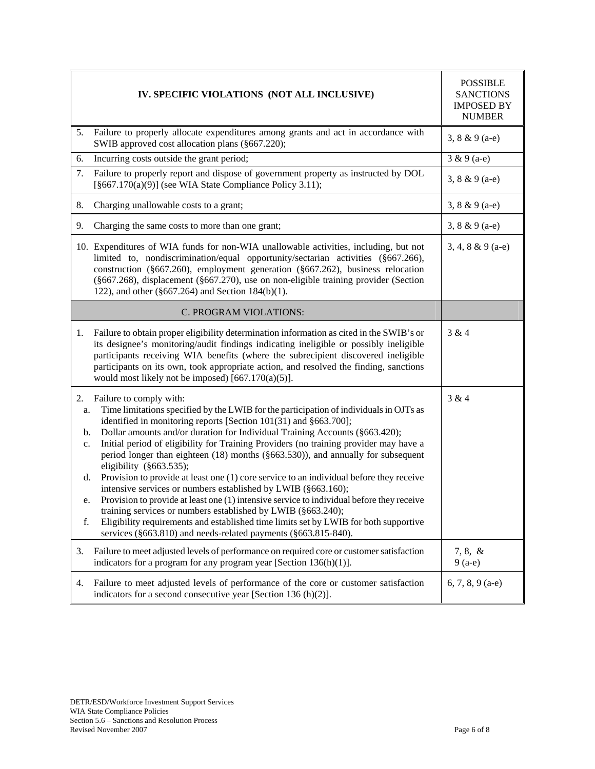| IV. SPECIFIC VIOLATIONS (NOT ALL INCLUSIVE) | POSSIBLE SANCTIONS IMPOSED BY NUMBER |
|---|---|
| 5. Failure to properly allocate expenditures among grants and act in accordance with SWIB approved cost allocation plans (§667.220); | 3, 8 & 9 (a-e) |
| 6. Incurring costs outside the grant period; | 3 & 9 (a-e) |
| 7. Failure to properly report and dispose of government property as instructed by DOL [§667.170(a)(9)] (see WIA State Compliance Policy 3.11); | 3, 8 & 9 (a-e) |
| 8. Charging unallowable costs to a grant; | 3, 8 & 9 (a-e) |
| 9. Charging the same costs to more than one grant; | 3, 8 & 9 (a-e) |
| 10. Expenditures of WIA funds for non-WIA unallowable activities, including, but not limited to, nondiscrimination/equal opportunity/sectarian activities (§667.266), construction (§667.260), employment generation (§667.262), business relocation (§667.268), displacement (§667.270), use on non-eligible training provider (Section 122), and other (§667.264) and Section 184(b)(1). | 3, 4, 8 & 9 (a-e) |
| C. PROGRAM VIOLATIONS: | |
| 1. Failure to obtain proper eligibility determination information as cited in the SWIB's or its designee's monitoring/audit findings indicating ineligible or possibly ineligible participants receiving WIA benefits (where the subrecipient discovered ineligible participants on its own, took appropriate action, and resolved the finding, sanctions would most likely not be imposed) [667.170(a)(5)]. | 3 & 4 |
| 2. Failure to comply with:<br>a. Time limitations specified by the LWIB for the participation of individuals in OJTs as identified in monitoring reports [Section 101(31) and §663.700];<br>b. Dollar amounts and/or duration for Individual Training Accounts (§663.420);<br>c. Initial period of eligibility for Training Providers (no training provider may have a period longer than eighteen (18) months (§663.530)), and annually for subsequent eligibility (§663.535);<br>d. Provision to provide at least one (1) core service to an individual before they receive intensive services or numbers established by LWIB (§663.160);<br>e. Provision to provide at least one (1) intensive service to individual before they receive training services or numbers established by LWIB (§663.240);<br>f. Eligibility requirements and established time limits set by LWIB for both supportive services (§663.810) and needs-related payments (§663.815-840). | 3 & 4 |
| 3. Failure to meet adjusted levels of performance on required core or customer satisfaction indicators for a program for any program year [Section 136(h)(1)]. | 7, 8, & 9 (a-e) |
| 4. Failure to meet adjusted levels of performance of the core or customer satisfaction indicators for a second consecutive year [Section 136 (h)(2)]. | 6, 7, 8, 9 (a-e) |

DETR/ESD/Workforce Investment Support Services
WIA State Compliance Policies
Section 5.6 – Sanctions and Resolution Process
Revised November 2007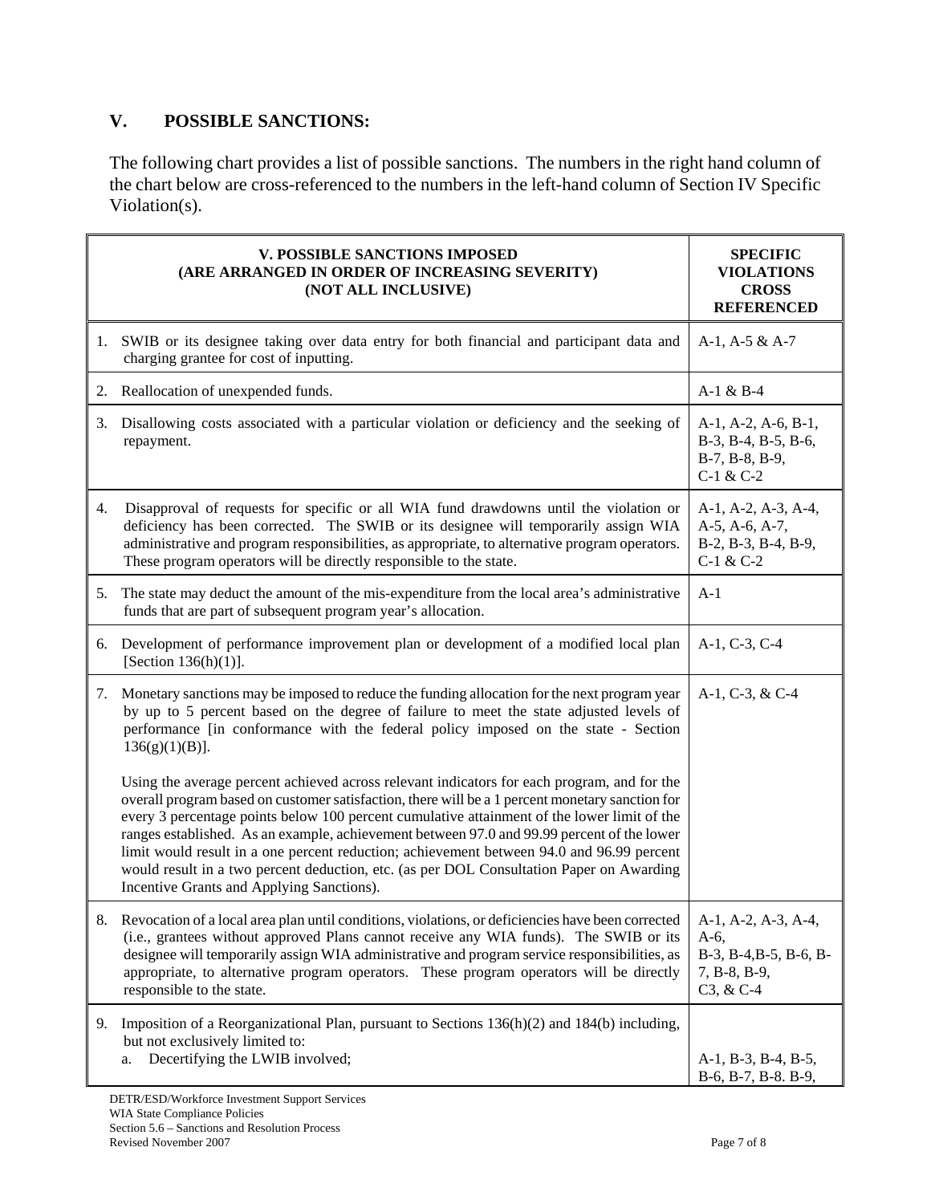## V. POSSIBLE SANCTIONS:

The following chart provides a list of possible sanctions. The numbers in the right hand column of the chart below are cross-referenced to the numbers in the left-hand column of Section IV Specific Violation(s).

| V. POSSIBLE SANCTIONS IMPOSED (ARE ARRANGED IN ORDER OF INCREASING SEVERITY) (NOT ALL INCLUSIVE) | SPECIFIC VIOLATIONS CROSS REFERENCED |
|---|---|
| 1. SWIB or its designee taking over data entry for both financial and participant data and charging grantee for cost of inputting. | A-1, A-5 & A-7 |
| 2. Reallocation of unexpended funds. | A-1 & B-4 |
| 3. Disallowing costs associated with a particular violation or deficiency and the seeking of repayment. | A-1, A-2, A-6, B-1, B-3, B-4, B-5, B-6, B-7, B-8, B-9, C-1 & C-2 |
| 4. Disapproval of requests for specific or all WIA fund drawdowns until the violation or deficiency has been corrected. The SWIB or its designee will temporarily assign WIA administrative and program responsibilities, as appropriate, to alternative program operators. These program operators will be directly responsible to the state. | A-1, A-2, A-3, A-4, A-5, A-6, A-7, B-2, B-3, B-4, B-9, C-1 & C-2 |
| 5. The state may deduct the amount of the mis-expenditure from the local area's administrative funds that are part of subsequent program year's allocation. | A-1 |
| 6. Development of performance improvement plan or development of a modified local plan [Section 136(h)(1)]. | A-1, C-3, C-4 |
| 7. Monetary sanctions may be imposed to reduce the funding allocation for the next program year by up to 5 percent based on the degree of failure to meet the state adjusted levels of performance [in conformance with the federal policy imposed on the state - Section 136(g)(1)(B)].<br><br>Using the average percent achieved across relevant indicators for each program, and for the overall program based on customer satisfaction, there will be a 1 percent monetary sanction for every 3 percentage points below 100 percent cumulative attainment of the lower limit of the ranges established. As an example, achievement between 97.0 and 99.99 percent of the lower limit would result in a one percent reduction; achievement between 94.0 and 96.99 percent would result in a two percent deduction, etc. (as per DOL Consultation Paper on Awarding Incentive Grants and Applying Sanctions). | A-1, C-3, & C-4 |
| 8. Revocation of a local area plan until conditions, violations, or deficiencies have been corrected (i.e., grantees without approved Plans cannot receive any WIA funds). The SWIB or its designee will temporarily assign WIA administrative and program service responsibilities, as appropriate, to alternative program operators. These program operators will be directly responsible to the state. | A-1, A-2, A-3, A-4, A-6, B-3, B-4,B-5, B-6, B-7, B-8, B-9, C3, & C-4 |
| 9. Imposition of a Reorganizational Plan, pursuant to Sections 136(h)(2) and 184(b) including, but not exclusively limited to:<br>a. Decertifying the LWIB involved; | A-1, B-3, B-4, B-5, B-6, B-7, B-8. B-9, |

DETR/ESD/Workforce Investment Support Services
WIA State Compliance Policies
Section 5.6 – Sanctions and Resolution Process
Revised November 2007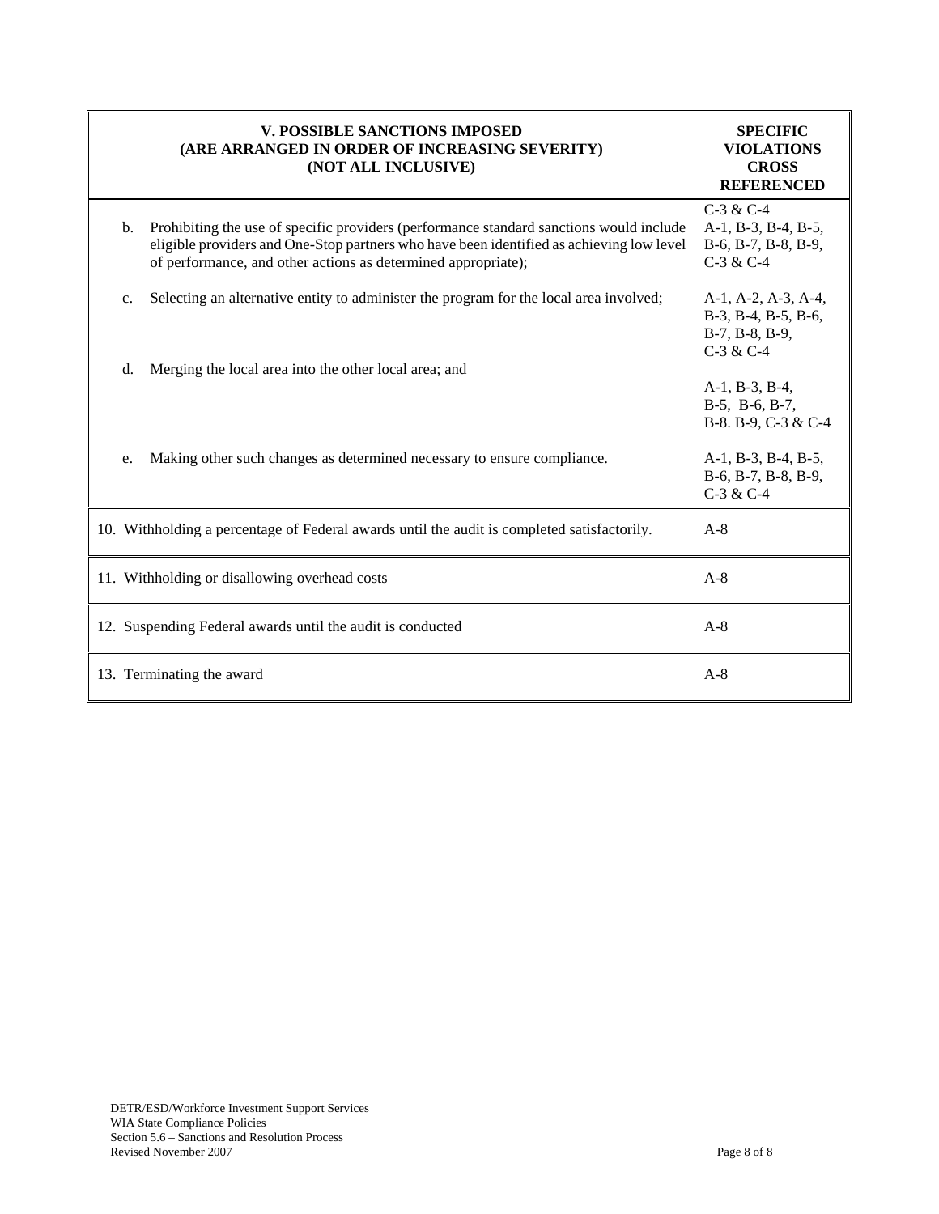| V. POSSIBLE SANCTIONS IMPOSED (ARE ARRANGED IN ORDER OF INCREASING SEVERITY) (NOT ALL INCLUSIVE) | SPECIFIC VIOLATIONS CROSS REFERENCED |
|---|---|
| | C-3 & C-4 |
| b. Prohibiting the use of specific providers (performance standard sanctions would include eligible providers and One-Stop partners who have been identified as achieving low level of performance, and other actions as determined appropriate); | A-1, B-3, B-4, B-5, B-6, B-7, B-8, B-9, C-3 & C-4 |
| c. Selecting an alternative entity to administer the program for the local area involved; | A-1, A-2, A-3, A-4, B-3, B-4, B-5, B-6, B-7, B-8, B-9, C-3 & C-4 |
| d. Merging the local area into the other local area; and | A-1, B-3, B-4, B-5, B-6, B-7, B-8. B-9, C-3 & C-4 |
| e. Making other such changes as determined necessary to ensure compliance. | A-1, B-3, B-4, B-5, B-6, B-7, B-8, B-9, C-3 & C-4 |
| 10. Withholding a percentage of Federal awards until the audit is completed satisfactorily. | A-8 |
| 11. Withholding or disallowing overhead costs | A-8 |
| 12. Suspending Federal awards until the audit is conducted | A-8 |
| 13. Terminating the award | A-8 |

DETR/ESD/Workforce Investment Support Services
WIA State Compliance Policies
Section 5.6 – Sanctions and Resolution Process
Revised November 2007